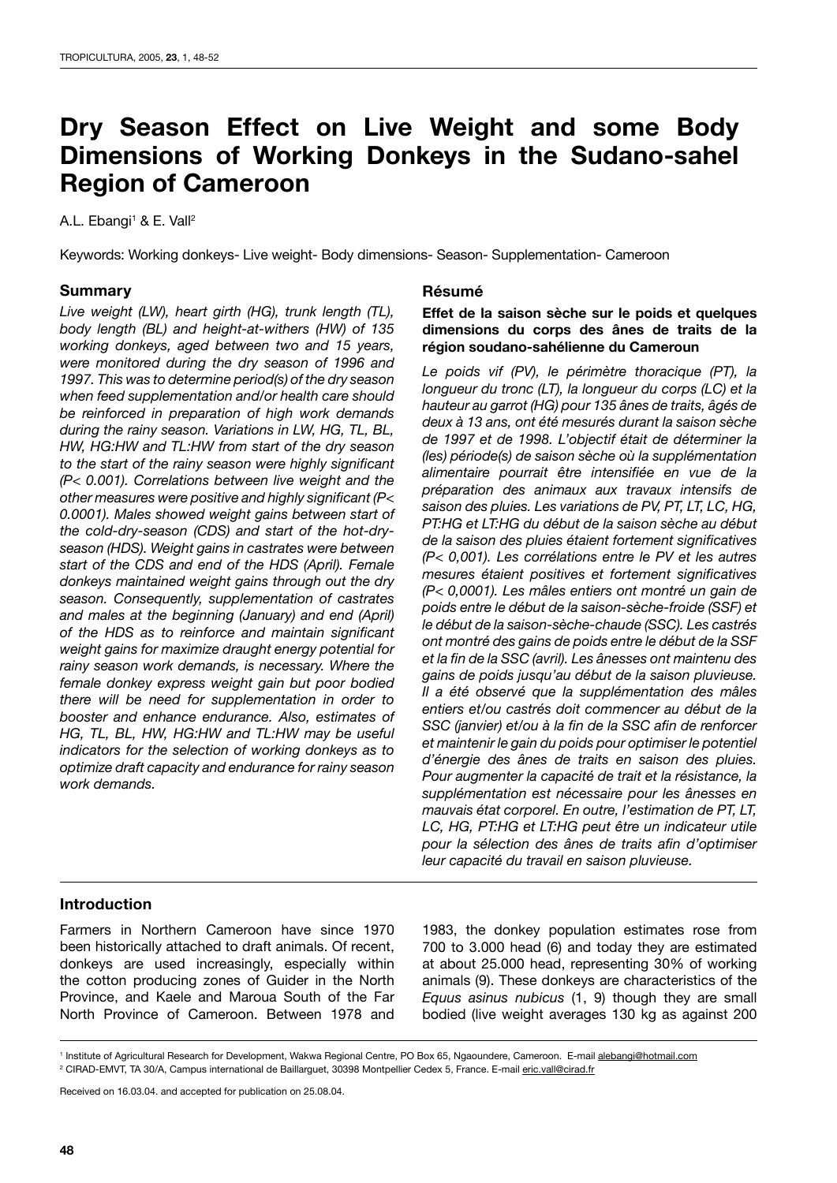# Dry Season Effect on Live Weight and some Body Dimensions of Working Donkeys in the Sudano-sahel Region of Cameroon

A.L. Ebangi[1] & E. Vall[2]

Keywords: Working donkeys- Live weight- Body dimensions- Season- Supplementation- Cameroon

## Summary

*Live weight (LW), heart girth (HG), trunk length (TL), body length (BL) and height-at-withers (HW) of 135 working donkeys, aged between two and 15 years, were monitored during the dry season of 1996 and 1997. This was to determine period(s) of the dry season when feed supplementation and/or health care should be reinforced in preparation of high work demands during the rainy season. Variations in LW, HG, TL, BL, HW, HG:HW and TL:HW from start of the dry season to the start of the rainy season were highly significant (P< 0.001). Correlations between live weight and the other measures were positive and highly significant (P< 0.0001). Males showed weight gains between start of the cold-dry-season (CDS) and start of the hot-dry-season (HDS). Weight gains in castrates were between start of the CDS and end of the HDS (April). Female donkeys maintained weight gains through out the dry season. Consequently, supplementation of castrates and males at the beginning (January) and end (April) of the HDS as to reinforce and maintain significant weight gains for maximize draught energy potential for rainy season work demands, is necessary. Where the female donkey express weight gain but poor bodied there will be need for supplementation in order to booster and enhance endurance. Also, estimates of HG, TL, BL, HW, HG:HW and TL:HW may be useful indicators for the selection of working donkeys as to optimize draft capacity and endurance for rainy season work demands.*

## Résumé

**Effet de la saison sèche sur le poids et quelques dimensions du corps des ânes de traits de la région soudano-sahélienne du Cameroun**

*Le poids vif (PV), le périmètre thoracique (PT), la longueur du tronc (LT), la longueur du corps (LC) et la hauteur au garrot (HG) pour 135 ânes de traits, âgés de deux à 13 ans, ont été mesurés durant la saison sèche de 1997 et de 1998. L'objectif était de déterminer la (les) période(s) de saison sèche où la supplémentation alimentaire pourrait être intensifiée en vue de la préparation des animaux aux travaux intensifs de saison des pluies. Les variations de PV, PT, LT, LC, HG, PT:HG et LT:HG du début de la saison sèche au début de la saison des pluies étaient fortement significatives (P< 0,001). Les corrélations entre le PV et les autres mesures étaient positives et fortement significatives (P< 0,0001). Les mâles entiers ont montré un gain de poids entre le début de la saison-sèche-froide (SSF) et le début de la saison-sèche-chaude (SSC). Les castrés ont montré des gains de poids entre le début de la SSF et la fin de la SSC (avril). Les ânesses ont maintenu des gains de poids jusqu'au début de la saison pluvieuse. Il a été observé que la supplémentation des mâles entiers et/ou castrés doit commencer au début de la SSC (janvier) et/ou à la fin de la SSC afin de renforcer et maintenir le gain du poids pour optimiser le potentiel d'énergie des ânes de traits en saison des pluies. Pour augmenter la capacité de trait et la résistance, la supplémentation est nécessaire pour les ânesses en mauvais état corporel. En outre, l'estimation de PT, LT, LC, HG, PT:HG et LT:HG peut être un indicateur utile pour la sélection des ânes de traits afin d'optimiser leur capacité du travail en saison pluvieuse.*

## Introduction

Farmers in Northern Cameroon have since 1970 been historically attached to draft animals. Of recent, donkeys are used increasingly, especially within the cotton producing zones of Guider in the North Province, and Kaele and Maroua South of the Far North Province of Cameroon. Between 1978 and 1983, the donkey population estimates rose from 700 to 3.000 head (6) and today they are estimated at about 25.000 head, representing 30% of working animals (9). These donkeys are characteristics of the *Equus asinus nubicus* (1, 9) though they are small bodied (live weight averages 130 kg as against 200

[1] Institute of Agricultural Research for Development, Wakwa Regional Centre, PO Box 65, Ngaoundere, Cameroon. E-mail alebangi@hotmail.com

[2] CIRAD-EMVT, TA 30/A, Campus international de Baillarguet, 30398 Montpellier Cedex 5, France. E-mail eric.vall@cirad.fr

Received on 16.03.04. and accepted for publication on 25.08.04.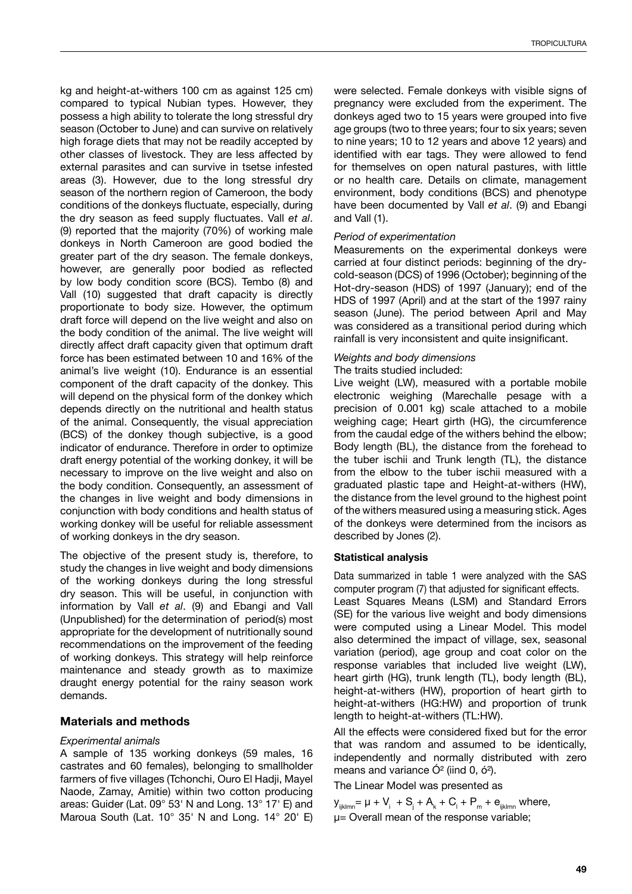kg and height-at-withers 100 cm as against 125 cm) compared to typical Nubian types. However, they possess a high ability to tolerate the long stressful dry season (October to June) and can survive on relatively high forage diets that may not be readily accepted by other classes of livestock. They are less affected by external parasites and can survive in tsetse infested areas (3). However, due to the long stressful dry season of the northern region of Cameroon, the body conditions of the donkeys fluctuate, especially, during the dry season as feed supply fluctuates. Vall *et al*. (9) reported that the majority (70%) of working male donkeys in North Cameroon are good bodied the greater part of the dry season. The female donkeys, however, are generally poor bodied as reflected by low body condition score (BCS). Tembo (8) and Vall (10) suggested that draft capacity is directly proportionate to body size. However, the optimum draft force will depend on the live weight and also on the body condition of the animal. The live weight will directly affect draft capacity given that optimum draft force has been estimated between 10 and 16% of the animal's live weight (10). Endurance is an essential component of the draft capacity of the donkey. This will depend on the physical form of the donkey which depends directly on the nutritional and health status of the animal. Consequently, the visual appreciation (BCS) of the donkey though subjective, is a good indicator of endurance. Therefore in order to optimize draft energy potential of the working donkey, it will be necessary to improve on the live weight and also on the body condition. Consequently, an assessment of the changes in live weight and body dimensions in conjunction with body conditions and health status of working donkey will be useful for reliable assessment of working donkeys in the dry season.

The objective of the present study is, therefore, to study the changes in live weight and body dimensions of the working donkeys during the long stressful dry season. This will be useful, in conjunction with information by Vall *et al*. (9) and Ebangi and Vall (Unpublished) for the determination of period(s) most appropriate for the development of nutritionally sound recommendations on the improvement of the feeding of working donkeys. This strategy will help reinforce maintenance and steady growth as to maximize draught energy potential for the rainy season work demands.

## Materials and methods

*Experimental animals*

A sample of 135 working donkeys (59 males, 16 castrates and 60 females), belonging to smallholder farmers of five villages (Tchonchi, Ouro El Hadji, Mayel Naode, Zamay, Amitie) within two cotton producing areas: Guider (Lat. 09° 53' N and Long. 13° 17' E) and Maroua South (Lat. 10° 35' N and Long. 14° 20' E) were selected. Female donkeys with visible signs of pregnancy were excluded from the experiment. The donkeys aged two to 15 years were grouped into five age groups (two to three years; four to six years; seven to nine years; 10 to 12 years and above 12 years) and identified with ear tags. They were allowed to fend for themselves on open natural pastures, with little or no health care. Details on climate, management environment, body conditions (BCS) and phenotype have been documented by Vall *et al*. (9) and Ebangi and Vall (1).

*Period of experimentation*

Measurements on the experimental donkeys were carried at four distinct periods: beginning of the dry-cold-season (DCS) of 1996 (October); beginning of the Hot-dry-season (HDS) of 1997 (January); end of the HDS of 1997 (April) and at the start of the 1997 rainy season (June). The period between April and May was considered as a transitional period during which rainfall is very inconsistent and quite insignificant.

*Weights and body dimensions*

The traits studied included:

Live weight (LW), measured with a portable mobile electronic weighing (Marechalle pesage with a precision of 0.001 kg) scale attached to a mobile weighing cage; Heart girth (HG), the circumference from the caudal edge of the withers behind the elbow; Body length (BL), the distance from the forehead to the tuber ischii and Trunk length (TL), the distance from the elbow to the tuber ischii measured with a graduated plastic tape and Height-at-withers (HW), the distance from the level ground to the highest point of the withers measured using a measuring stick. Ages of the donkeys were determined from the incisors as described by Jones (2).

**Statistical analysis**

Data summarized in table 1 were analyzed with the SAS computer program (7) that adjusted for significant effects.

Least Squares Means (LSM) and Standard Errors (SE) for the various live weight and body dimensions were computed using a Linear Model. This model also determined the impact of village, sex, seasonal variation (period), age group and coat color on the response variables that included live weight (LW), heart girth (HG), trunk length (TL), body length (BL), height-at-withers (HW), proportion of heart girth to height-at-withers (HG:HW) and proportion of trunk length to height-at-withers (TL:HW).

All the effects were considered fixed but for the error that was random and assumed to be identically, independently and normally distributed with zero means and variance $\sigma^2$ (iind 0, $\sigma^2$).

The Linear Model was presented as

$y_{ijklmn} = \mu + V_i + S_j + A_k + C_l + P_m + e_{ijklmn}$ where,

$\mu$= Overall mean of the response variable;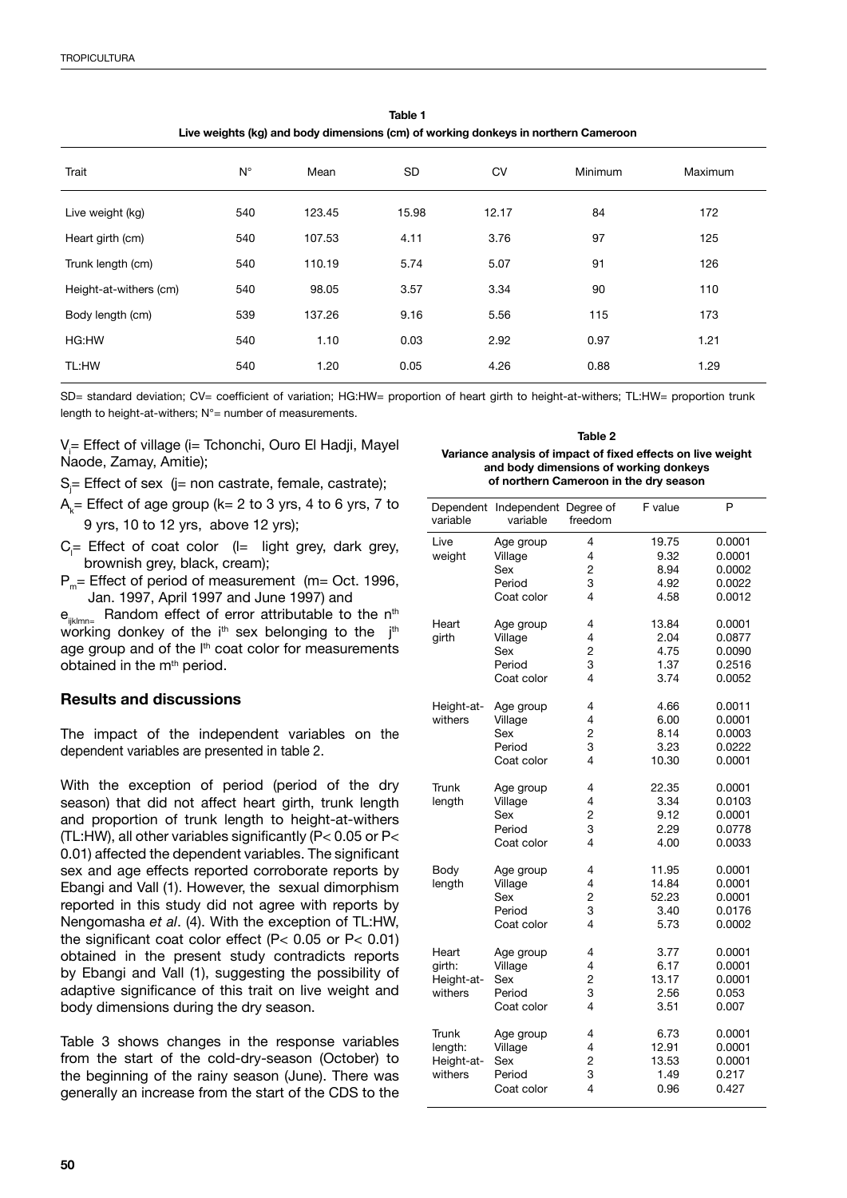**Table 1**
**Live weights (kg) and body dimensions (cm) of working donkeys in northern Cameroon**

| Trait | N° | Mean | SD | CV | Minimum | Maximum |
|---|---|---|---|---|---|---|
| Live weight (kg) | 540 | 123.45 | 15.98 | 12.17 | 84 | 172 |
| Heart girth (cm) | 540 | 107.53 | 4.11 | 3.76 | 97 | 125 |
| Trunk length (cm) | 540 | 110.19 | 5.74 | 5.07 | 91 | 126 |
| Height-at-withers (cm) | 540 | 98.05 | 3.57 | 3.34 | 90 | 110 |
| Body length (cm) | 539 | 137.26 | 9.16 | 5.56 | 115 | 173 |
| HG:HW | 540 | 1.10 | 0.03 | 2.92 | 0.97 | 1.21 |
| TL:HW | 540 | 1.20 | 0.05 | 4.26 | 0.88 | 1.29 |

SD= standard deviation; CV= coefficient of variation; HG:HW= proportion of heart girth to height-at-withers; TL:HW= proportion trunk length to height-at-withers; N°= number of measurements.

$V_i$= Effect of village (i= Tchonchi, Ouro El Hadji, Mayel Naode, Zamay, Amitie);

$S_j$= Effect of sex (j= non castrate, female, castrate);

$A_k$= Effect of age group (k= 2 to 3 yrs, 4 to 6 yrs, 7 to 9 yrs, 10 to 12 yrs, above 12 yrs);

$C_l$= Effect of coat color (l= light grey, dark grey, brownish grey, black, cream);

$P_m$= Effect of period of measurement (m= Oct. 1996, Jan. 1997, April 1997 and June 1997) and

$e_{ijklmn}$= Random effect of error attributable to the $n^{th}$ working donkey of the $i^{th}$ sex belonging to the $j^{th}$ age group and of the $l^{th}$ coat color for measurements obtained in the $m^{th}$ period.

## Results and discussions

The impact of the independent variables on the dependent variables are presented in table 2.

With the exception of period (period of the dry season) that did not affect heart girth, trunk length and proportion of trunk length to height-at-withers (TL:HW), all other variables significantly ($P< 0.05$ or $P< 0.01$) affected the dependent variables. The significant sex and age effects reported corroborate reports by Ebangi and Vall (1). However, the sexual dimorphism reported in this study did not agree with reports by Nengomasha *et al*. (4). With the exception of TL:HW, the significant coat color effect ($P< 0.05$ or $P< 0.01$) obtained in the present study contradicts reports by Ebangi and Vall (1), suggesting the possibility of adaptive significance of this trait on live weight and body dimensions during the dry season.

Table 3 shows changes in the response variables from the start of the cold-dry-season (October) to the beginning of the rainy season (June). There was generally an increase from the start of the CDS to the

**Table 2**
**Variance analysis of impact of fixed effects on live weight and body dimensions of working donkeys of northern Cameroon in the dry season**

| Dependent variable | Independent variable | Degree of freedom | F value | P |
|---|---|---|---|---|
| Live weight | Age group | 4 | 19.75 | 0.0001 |
| | Village | 4 | 9.32 | 0.0001 |
| | Sex | 2 | 8.94 | 0.0002 |
| | Period | 3 | 4.92 | 0.0022 |
| | Coat color | 4 | 4.58 | 0.0012 |
| Heart girth | Age group | 4 | 13.84 | 0.0001 |
| | Village | 4 | 2.04 | 0.0877 |
| | Sex | 2 | 4.75 | 0.0090 |
| | Period | 3 | 1.37 | 0.2516 |
| | Coat color | 4 | 3.74 | 0.0052 |
| Height-at-withers | Age group | 4 | 4.66 | 0.0011 |
| | Village | 4 | 6.00 | 0.0001 |
| | Sex | 2 | 8.14 | 0.0003 |
| | Period | 3 | 3.23 | 0.0222 |
| | Coat color | 4 | 10.30 | 0.0001 |
| Trunk length | Age group | 4 | 22.35 | 0.0001 |
| | Village | 4 | 3.34 | 0.0103 |
| | Sex | 2 | 9.12 | 0.0001 |
| | Period | 3 | 2.29 | 0.0778 |
| | Coat color | 4 | 4.00 | 0.0033 |
| Body length | Age group | 4 | 11.95 | 0.0001 |
| | Village | 4 | 14.84 | 0.0001 |
| | Sex | 2 | 52.23 | 0.0001 |
| | Period | 3 | 3.40 | 0.0176 |
| | Coat color | 4 | 5.73 | 0.0002 |
| Heart girth: Height-at-withers | Age group | 4 | 3.77 | 0.0001 |
| | Village | 4 | 6.17 | 0.0001 |
| | Sex | 2 | 13.17 | 0.0001 |
| | Period | 3 | 2.56 | 0.053 |
| | Coat color | 4 | 3.51 | 0.007 |
| Trunk length: Height-at-withers | Age group | 4 | 6.73 | 0.0001 |
| | Village | 4 | 12.91 | 0.0001 |
| | Sex | 2 | 13.53 | 0.0001 |
| | Period | 3 | 1.49 | 0.217 |
| | Coat color | 4 | 0.96 | 0.427 |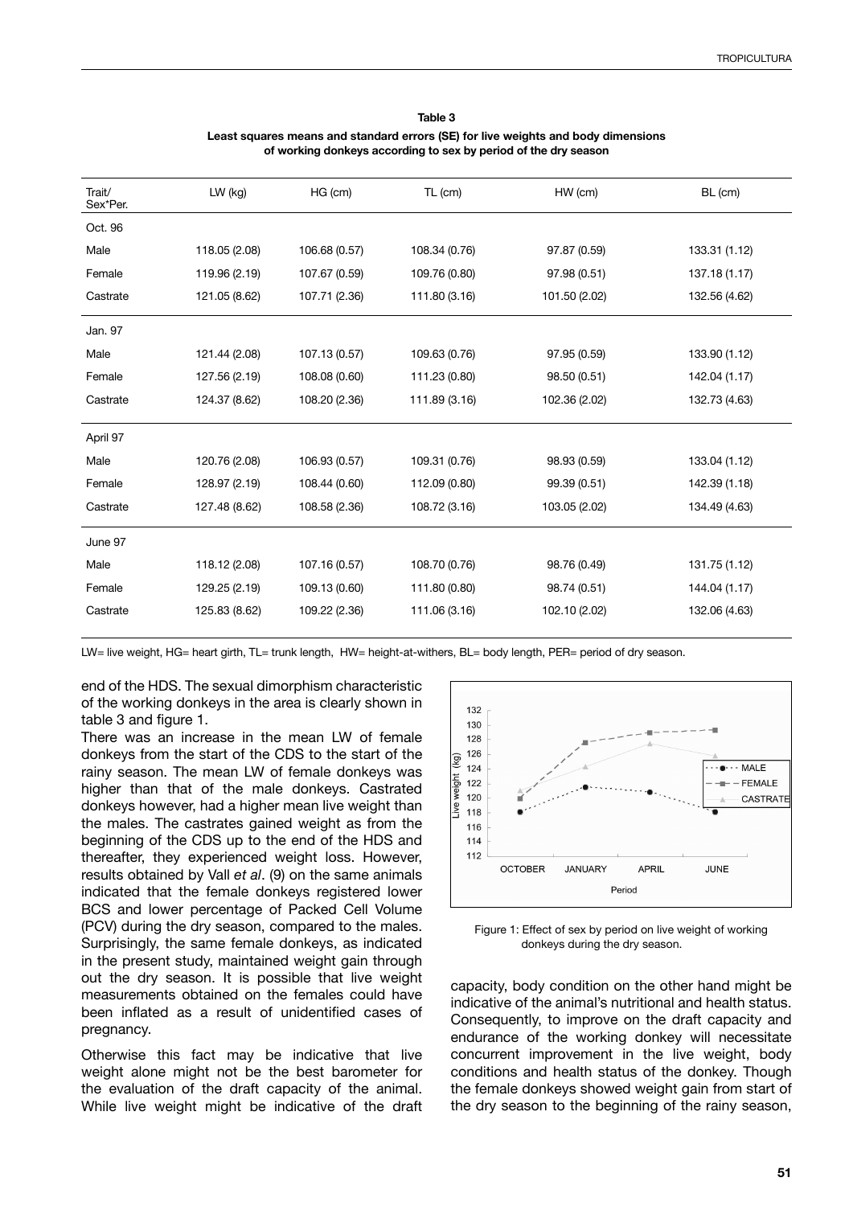**Table 3**

**Least squares means and standard errors (SE) for live weights and body dimensions of working donkeys according to sex by period of the dry season**

| Trait/ Sex*Per. | LW (kg) | HG (cm) | TL (cm) | HW (cm) | BL (cm) |
|---|---|---|---|---|---|
| Oct. 96 | | | | | |
| Male | 118.05 (2.08) | 106.68 (0.57) | 108.34 (0.76) | 97.87 (0.59) | 133.31 (1.12) |
| Female | 119.96 (2.19) | 107.67 (0.59) | 109.76 (0.80) | 97.98 (0.51) | 137.18 (1.17) |
| Castrate | 121.05 (8.62) | 107.71 (2.36) | 111.80 (3.16) | 101.50 (2.02) | 132.56 (4.62) |
| Jan. 97 | | | | | |
| Male | 121.44 (2.08) | 107.13 (0.57) | 109.63 (0.76) | 97.95 (0.59) | 133.90 (1.12) |
| Female | 127.56 (2.19) | 108.08 (0.60) | 111.23 (0.80) | 98.50 (0.51) | 142.04 (1.17) |
| Castrate | 124.37 (8.62) | 108.20 (2.36) | 111.89 (3.16) | 102.36 (2.02) | 132.73 (4.63) |
| April 97 | | | | | |
| Male | 120.76 (2.08) | 106.93 (0.57) | 109.31 (0.76) | 98.93 (0.59) | 133.04 (1.12) |
| Female | 128.97 (2.19) | 108.44 (0.60) | 112.09 (0.80) | 99.39 (0.51) | 142.39 (1.18) |
| Castrate | 127.48 (8.62) | 108.58 (2.36) | 108.72 (3.16) | 103.05 (2.02) | 134.49 (4.63) |
| June 97 | | | | | |
| Male | 118.12 (2.08) | 107.16 (0.57) | 108.70 (0.76) | 98.76 (0.49) | 131.75 (1.12) |
| Female | 129.25 (2.19) | 109.13 (0.60) | 111.80 (0.80) | 98.74 (0.51) | 144.04 (1.17) |
| Castrate | 125.83 (8.62) | 109.22 (2.36) | 111.06 (3.16) | 102.10 (2.02) | 132.06 (4.63) |

LW= live weight, HG= heart girth, TL= trunk length, HW= height-at-withers, BL= body length, PER= period of dry season.

end of the HDS. The sexual dimorphism characteristic of the working donkeys in the area is clearly shown in table 3 and figure 1.

There was an increase in the mean LW of female donkeys from the start of the CDS to the start of the rainy season. The mean LW of female donkeys was higher than that of the male donkeys. Castrated donkeys however, had a higher mean live weight than the males. The castrates gained weight as from the beginning of the CDS up to the end of the HDS and thereafter, they experienced weight loss. However, results obtained by Vall *et al*. (9) on the same animals indicated that the female donkeys registered lower BCS and lower percentage of Packed Cell Volume (PCV) during the dry season, compared to the males. Surprisingly, the same female donkeys, as indicated in the present study, maintained weight gain through out the dry season. It is possible that live weight measurements obtained on the females could have been inflated as a result of unidentified cases of pregnancy.

Otherwise this fact may be indicative that live weight alone might not be the best barometer for the evaluation of the draft capacity of the animal. While live weight might be indicative of the draft capacity, body condition on the other hand might be indicative of the animal's nutritional and health status. Consequently, to improve on the draft capacity and endurance of the working donkey will necessitate concurrent improvement in the live weight, body conditions and health status of the donkey. Though the female donkeys showed weight gain from start of the dry season to the beginning of the rainy season,

Figure 1: Effect of sex by period on live weight of working donkeys during the dry season.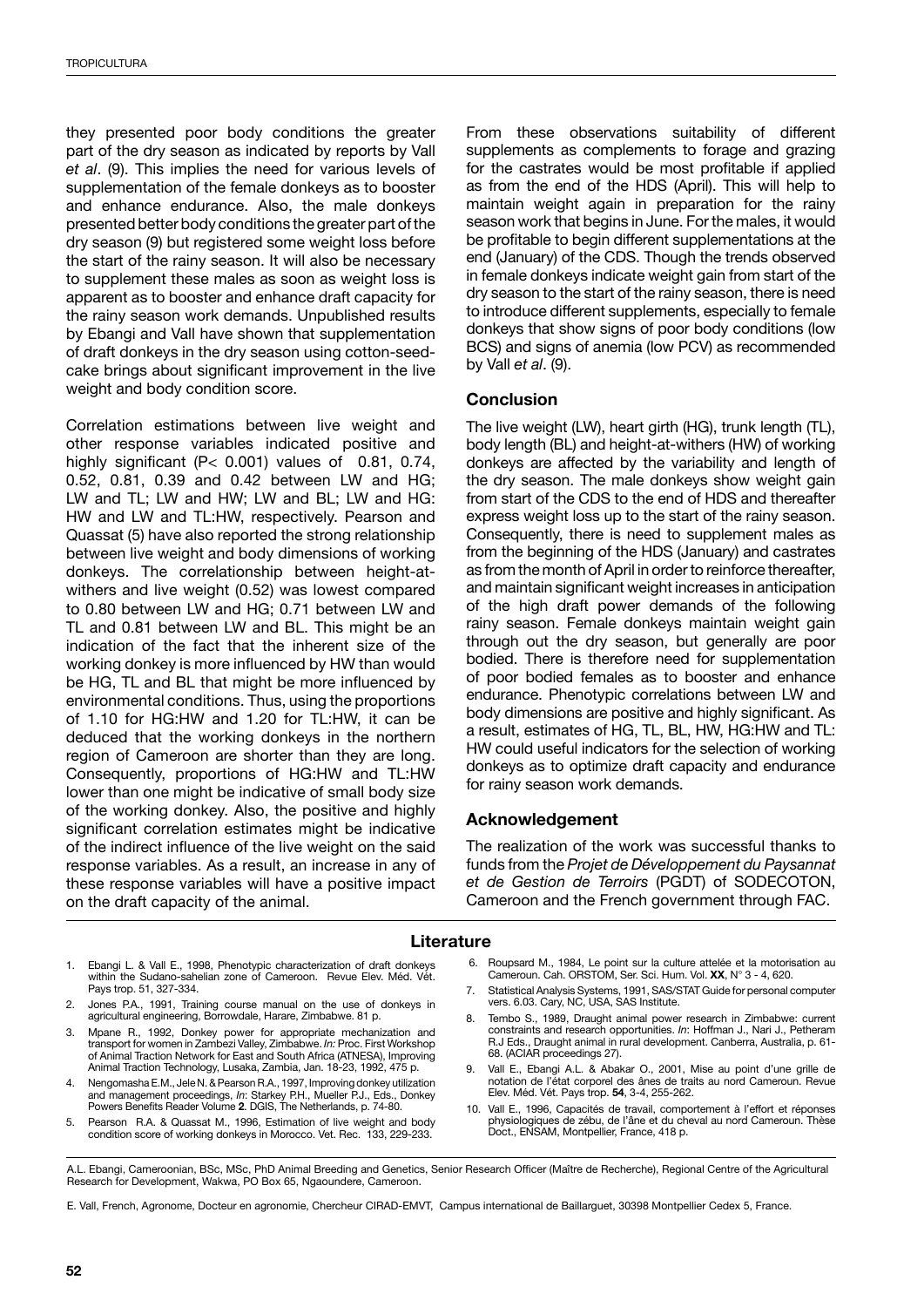they presented poor body conditions the greater part of the dry season as indicated by reports by Vall *et al*. (9). This implies the need for various levels of supplementation of the female donkeys as to booster and enhance endurance. Also, the male donkeys presented better body conditions the greater part of the dry season (9) but registered some weight loss before the start of the rainy season. It will also be necessary to supplement these males as soon as weight loss is apparent as to booster and enhance draft capacity for the rainy season work demands. Unpublished results by Ebangi and Vall have shown that supplementation of draft donkeys in the dry season using cotton-seed-cake brings about significant improvement in the live weight and body condition score.

Correlation estimations between live weight and other response variables indicated positive and highly significant ($P< 0.001$) values of 0.81, 0.74, 0.52, 0.81, 0.39 and 0.42 between LW and HG; LW and TL; LW and HW; LW and BL; LW and HG: HW and LW and TL:HW, respectively. Pearson and Quassat (5) have also reported the strong relationship between live weight and body dimensions of working donkeys. The correlationship between height-at-withers and live weight (0.52) was lowest compared to 0.80 between LW and HG; 0.71 between LW and TL and 0.81 between LW and BL. This might be an indication of the fact that the inherent size of the working donkey is more influenced by HW than would be HG, TL and BL that might be more influenced by environmental conditions. Thus, using the proportions of 1.10 for HG:HW and 1.20 for TL:HW, it can be deduced that the working donkeys in the northern region of Cameroon are shorter than they are long. Consequently, proportions of HG:HW and TL:HW lower than one might be indicative of small body size of the working donkey. Also, the positive and highly significant correlation estimates might be indicative of the indirect influence of the live weight on the said response variables. As a result, an increase in any of these response variables will have a positive impact on the draft capacity of the animal.

From these observations suitability of different supplements as complements to forage and grazing for the castrates would be most profitable if applied as from the end of the HDS (April). This will help to maintain weight again in preparation for the rainy season work that begins in June. For the males, it would be profitable to begin different supplementations at the end (January) of the CDS. Though the trends observed in female donkeys indicate weight gain from start of the dry season to the start of the rainy season, there is need to introduce different supplements, especially to female donkeys that show signs of poor body conditions (low BCS) and signs of anemia (low PCV) as recommended by Vall *et al*. (9).

## Conclusion

The live weight (LW), heart girth (HG), trunk length (TL), body length (BL) and height-at-withers (HW) of working donkeys are affected by the variability and length of the dry season. The male donkeys show weight gain from start of the CDS to the end of HDS and thereafter express weight loss up to the start of the rainy season. Consequently, there is need to supplement males as from the beginning of the HDS (January) and castrates as from the month of April in order to reinforce thereafter, and maintain significant weight increases in anticipation of the high draft power demands of the following rainy season. Female donkeys maintain weight gain through out the dry season, but generally are poor bodied. There is therefore need for supplementation of poor bodied females as to booster and enhance endurance. Phenotypic correlations between LW and body dimensions are positive and highly significant. As a result, estimates of HG, TL, BL, HW, HG:HW and TL: HW could useful indicators for the selection of working donkeys as to optimize draft capacity and endurance for rainy season work demands.

## Acknowledgement

The realization of the work was successful thanks to funds from the *Projet de Développement du Paysannat et de Gestion de Terroirs* (PGDT) of SODECOTON, Cameroon and the French government through FAC.

## Literature

1. Ebangi L. & Vall E., 1998, Phenotypic characterization of draft donkeys within the Sudano-sahelian zone of Cameroon. Revue Elev. Méd. Vét. Pays trop. 51, 327-334.
2. Jones P.A., 1991, Training course manual on the use of donkeys in agricultural engineering, Borrowdale, Harare, Zimbabwe. 81 p.
3. Mpane R., 1992, Donkey power for appropriate mechanization and transport for women in Zambezi Valley, Zimbabwe. *In:* Proc. First Workshop of Animal Traction Network for East and South Africa (ATNESA), Improving Animal Traction Technology, Lusaka, Zambia, Jan. 18-23, 1992, 475 p.
4. Nengomasha E.M., Jele N. & Pearson R.A., 1997, Improving donkey utilization and management proceedings, *In*: Starkey P.H., Mueller P.J., Eds., Donkey Powers Benefits Reader Volume **2**. DGIS, The Netherlands, p. 74-80.
5. Pearson R.A. & Quassat M., 1996, Estimation of live weight and body condition score of working donkeys in Morocco. Vet. Rec. 133, 229-233.
6. Roupsard M., 1984, Le point sur la culture attelée et la motorisation au Cameroun. Cah. ORSTOM, Ser. Sci. Hum. Vol. **XX**, N° 3 - 4, 620.
7. Statistical Analysis Systems, 1991, SAS/STAT Guide for personal computer vers. 6.03. Cary, NC, USA, SAS Institute.
8. Tembo S., 1989, Draught animal power research in Zimbabwe: current constraints and research opportunities. *In*: Hoffman J., Nari J., Petheram R.J Eds., Draught animal in rural development. Canberra, Australia, p. 61-68. (ACIAR proceedings 27).
9. Vall E., Ebangi A.L. & Abakar O., 2001, Mise au point d'une grille de notation de l'état corporel des ânes de traits au nord Cameroun. Revue Elev. Méd. Vét. Pays trop. **54**, 3-4, 255-262.
10. Vall E., 1996, Capacités de travail, comportement à l'effort et réponses physiologiques de zébu, de l'âne et du cheval au nord Cameroun. Thèse Doct., ENSAM, Montpellier, France, 418 p.

A.L. Ebangi, Cameroonian, BSc, MSc, PhD Animal Breeding and Genetics, Senior Research Officer (Maître de Recherche), Regional Centre of the Agricultural Research for Development, Wakwa, PO Box 65, Ngaoundere, Cameroon.

E. Vall, French, Agronome, Docteur en agronomie, Chercheur CIRAD-EMVT, Campus international de Baillarguet, 30398 Montpellier Cedex 5, France.